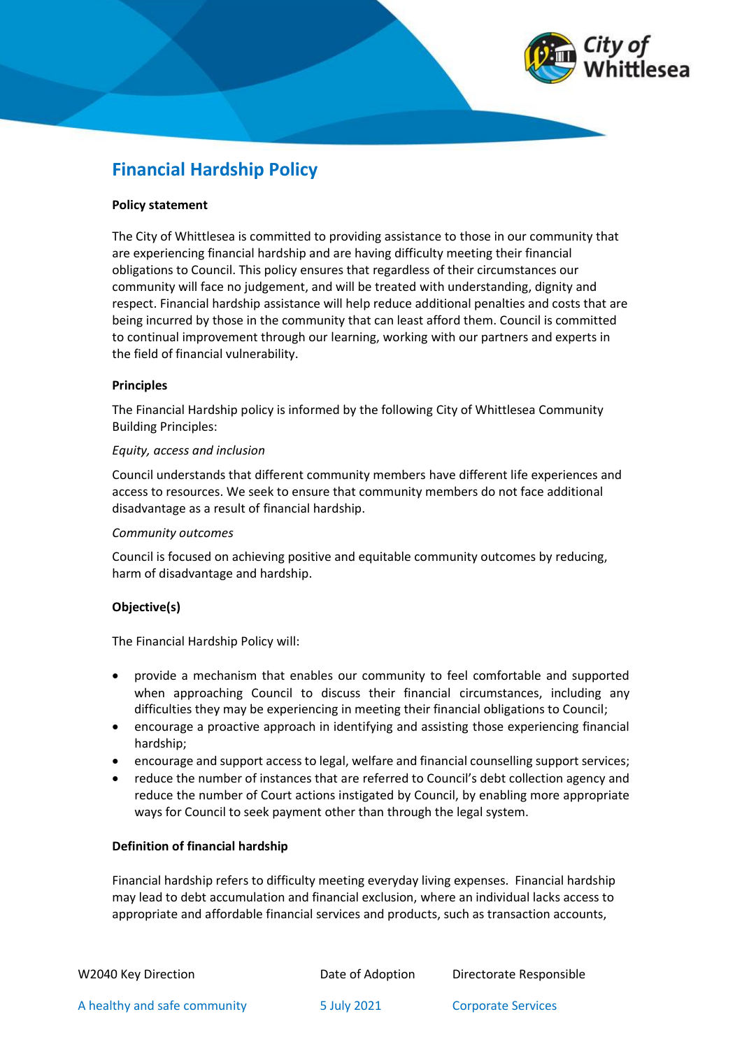# Financial Hardship Policy

**Policy statement**

The City of Whittlesea is committed to providing assistance to those in our community that are experiencing financial hardship and are having difficulty meeting their financial obligations to Council. This policy ensures that regardless of their circumstances our community will face no judgement, and will be treated with understanding, dignity and respect. Financial hardship assistance will help reduce additional penalties and costs that are being incurred by those in the community that can least afford them. Council is committed to continual improvement through our learning, working with our partners and experts in the field of financial vulnerability.

**Principles**

The Financial Hardship policy is informed by the following City of Whittlesea Community Building Principles:

*Equity, access and inclusion*

Council understands that different community members have different life experiences and access to resources. We seek to ensure that community members do not face additional disadvantage as a result of financial hardship.

*Community outcomes*

Council is focused on achieving positive and equitable community outcomes by reducing, harm of disadvantage and hardship.

**Objective(s)**

The Financial Hardship Policy will:

- provide a mechanism that enables our community to feel comfortable and supported when approaching Council to discuss their financial circumstances, including any difficulties they may be experiencing in meeting their financial obligations to Council;
- encourage a proactive approach in identifying and assisting those experiencing financial hardship;
- encourage and support access to legal, welfare and financial counselling support services;
- reduce the number of instances that are referred to Council's debt collection agency and reduce the number of Court actions instigated by Council, by enabling more appropriate ways for Council to seek payment other than through the legal system.

**Definition of financial hardship**

Financial hardship refers to difficulty meeting everyday living expenses. Financial hardship may lead to debt accumulation and financial exclusion, where an individual lacks access to appropriate and affordable financial services and products, such as transaction accounts,

| W2040 Key Direction | Date of Adoption | Directorate Responsible |
| --- | --- | --- |
| A healthy and safe community | 5 July 2021 | Corporate Services |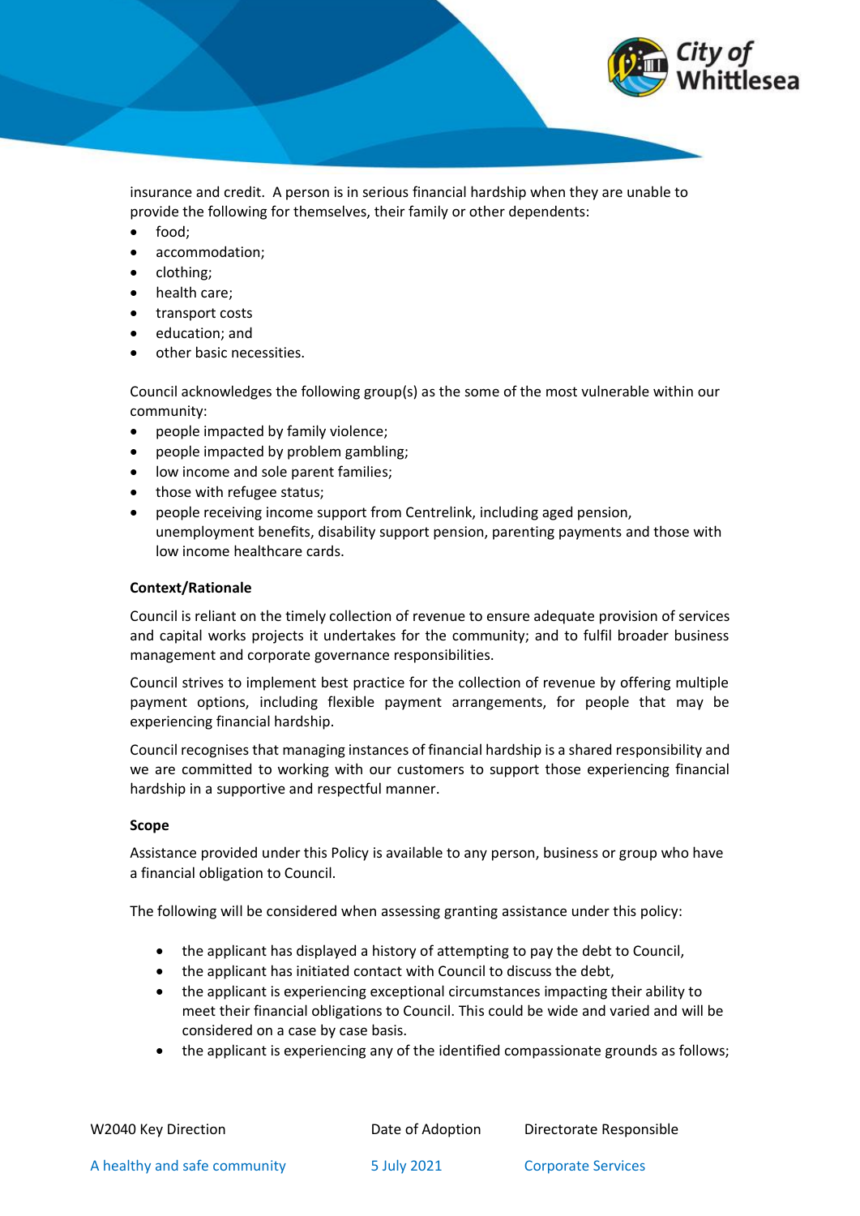insurance and credit. A person is in serious financial hardship when they are unable to provide the following for themselves, their family or other dependents:

- food;
- accommodation;
- clothing;
- health care;
- transport costs
- education; and
- other basic necessities.

Council acknowledges the following group(s) as the some of the most vulnerable within our community:

- people impacted by family violence;
- people impacted by problem gambling;
- low income and sole parent families;
- those with refugee status;
- people receiving income support from Centrelink, including aged pension, unemployment benefits, disability support pension, parenting payments and those with low income healthcare cards.

**Context/Rationale**

Council is reliant on the timely collection of revenue to ensure adequate provision of services and capital works projects it undertakes for the community; and to fulfil broader business management and corporate governance responsibilities.

Council strives to implement best practice for the collection of revenue by offering multiple payment options, including flexible payment arrangements, for people that may be experiencing financial hardship.

Council recognises that managing instances of financial hardship is a shared responsibility and we are committed to working with our customers to support those experiencing financial hardship in a supportive and respectful manner.

**Scope**

Assistance provided under this Policy is available to any person, business or group who have a financial obligation to Council.

The following will be considered when assessing granting assistance under this policy:

- the applicant has displayed a history of attempting to pay the debt to Council,
- the applicant has initiated contact with Council to discuss the debt,
- the applicant is experiencing exceptional circumstances impacting their ability to meet their financial obligations to Council. This could be wide and varied and will be considered on a case by case basis.
- the applicant is experiencing any of the identified compassionate grounds as follows;

| W2040 Key Direction | Date of Adoption | Directorate Responsible |
| --- | --- | --- |
| A healthy and safe community | 5 July 2021 | Corporate Services |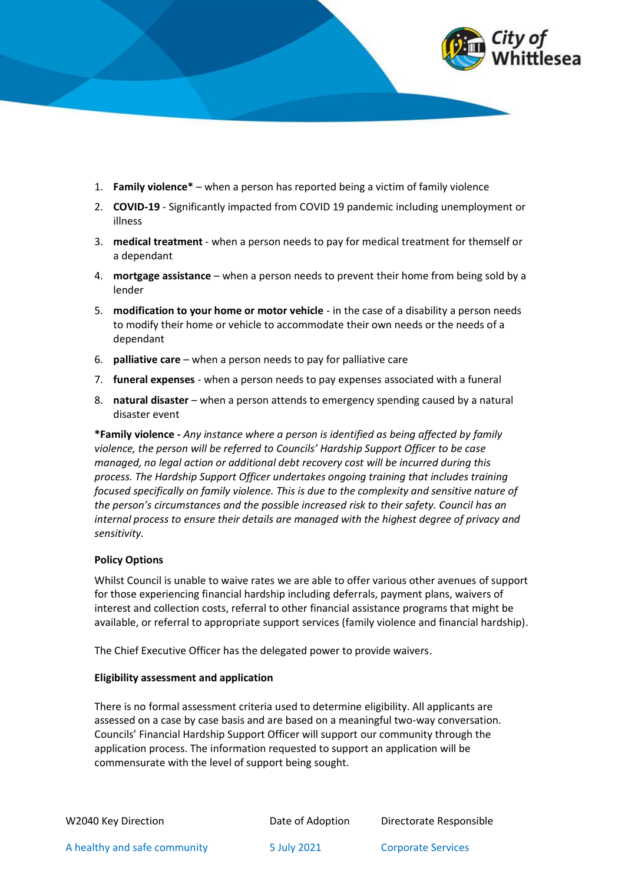1. **Family violence*** – when a person has reported being a victim of family violence
2. **COVID-19** - Significantly impacted from COVID 19 pandemic including unemployment or illness
3. **medical treatment** - when a person needs to pay for medical treatment for themself or a dependant
4. **mortgage assistance** – when a person needs to prevent their home from being sold by a lender
5. **modification to your home or motor vehicle** - in the case of a disability a person needs to modify their home or vehicle to accommodate their own needs or the needs of a dependant
6. **palliative care** – when a person needs to pay for palliative care
7. **funeral expenses** - when a person needs to pay expenses associated with a funeral
8. **natural disaster** – when a person attends to emergency spending caused by a natural disaster event

***Family violence -** *Any instance where a person is identified as being affected by family violence, the person will be referred to Councils' Hardship Support Officer to be case managed, no legal action or additional debt recovery cost will be incurred during this process. The Hardship Support Officer undertakes ongoing training that includes training focused specifically on family violence. This is due to the complexity and sensitive nature of the person's circumstances and the possible increased risk to their safety. Council has an internal process to ensure their details are managed with the highest degree of privacy and sensitivity.*

**Policy Options**

Whilst Council is unable to waive rates we are able to offer various other avenues of support for those experiencing financial hardship including deferrals, payment plans, waivers of interest and collection costs, referral to other financial assistance programs that might be available, or referral to appropriate support services (family violence and financial hardship).

The Chief Executive Officer has the delegated power to provide waivers.

**Eligibility assessment and application**

There is no formal assessment criteria used to determine eligibility. All applicants are assessed on a case by case basis and are based on a meaningful two-way conversation. Councils' Financial Hardship Support Officer will support our community through the application process. The information requested to support an application will be commensurate with the level of support being sought.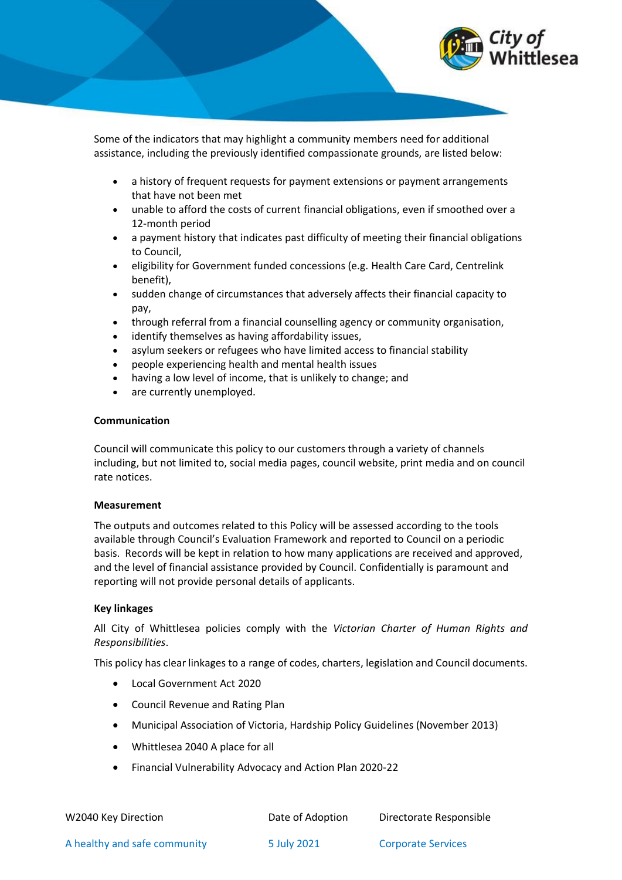Some of the indicators that may highlight a community members need for additional assistance, including the previously identified compassionate grounds, are listed below:

- a history of frequent requests for payment extensions or payment arrangements that have not been met
- unable to afford the costs of current financial obligations, even if smoothed over a 12-month period
- a payment history that indicates past difficulty of meeting their financial obligations to Council,
- eligibility for Government funded concessions (e.g. Health Care Card, Centrelink benefit),
- sudden change of circumstances that adversely affects their financial capacity to pay,
- through referral from a financial counselling agency or community organisation,
- identify themselves as having affordability issues,
- asylum seekers or refugees who have limited access to financial stability
- people experiencing health and mental health issues
- having a low level of income, that is unlikely to change; and
- are currently unemployed.

**Communication**

Council will communicate this policy to our customers through a variety of channels including, but not limited to, social media pages, council website, print media and on council rate notices.

**Measurement**

The outputs and outcomes related to this Policy will be assessed according to the tools available through Council's Evaluation Framework and reported to Council on a periodic basis. Records will be kept in relation to how many applications are received and approved, and the level of financial assistance provided by Council. Confidentially is paramount and reporting will not provide personal details of applicants.

**Key linkages**

All City of Whittlesea policies comply with the *Victorian Charter of Human Rights and Responsibilities*.

This policy has clear linkages to a range of codes, charters, legislation and Council documents.

- Local Government Act 2020
- Council Revenue and Rating Plan
- Municipal Association of Victoria, Hardship Policy Guidelines (November 2013)
- Whittlesea 2040 A place for all
- Financial Vulnerability Advocacy and Action Plan 2020-22

| W2040 Key Direction | Date of Adoption | Directorate Responsible |
|---|---|---|
| A healthy and safe community | 5 July 2021 | Corporate Services |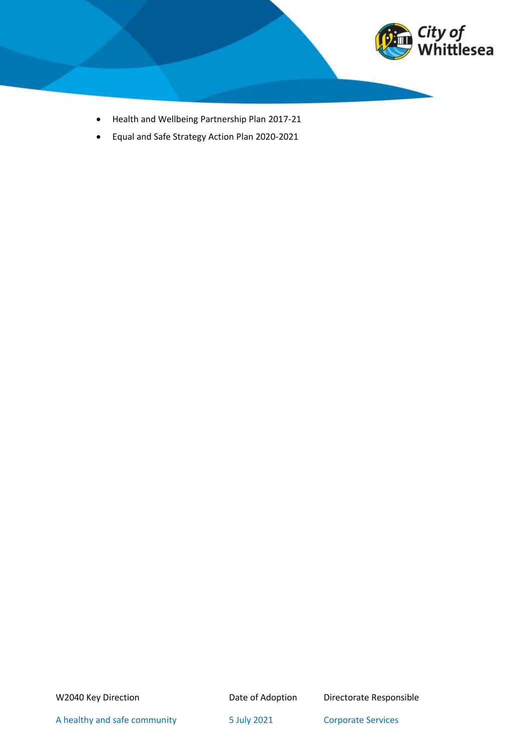- Health and Wellbeing Partnership Plan 2017-21
- Equal and Safe Strategy Action Plan 2020-2021

| W2040 Key Direction | Date of Adoption | Directorate Responsible |
| --- | --- | --- |
| A healthy and safe community | 5 July 2021 | Corporate Services |